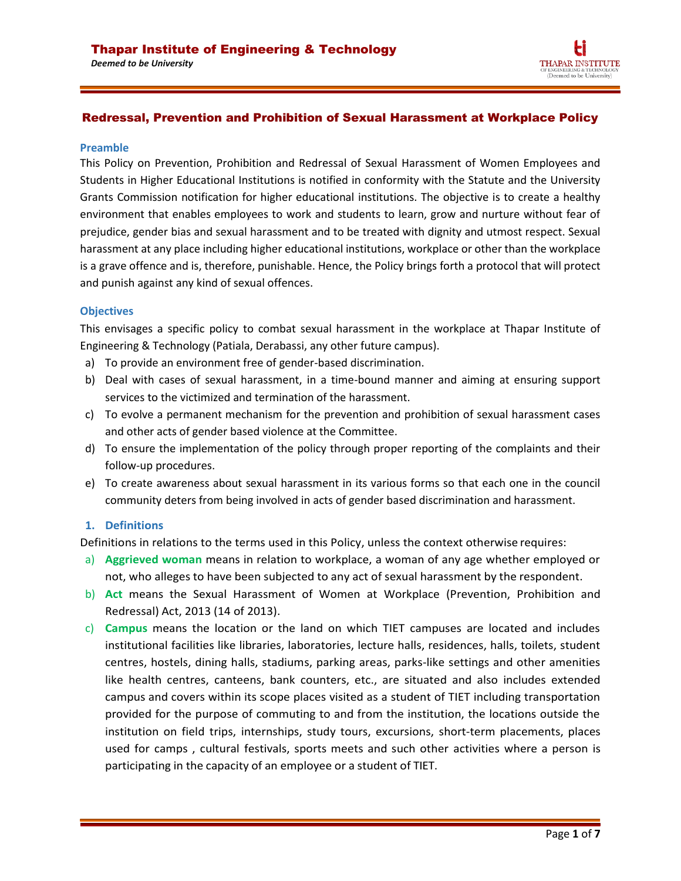# Thapar Institute of Engineering & Technology

*Deemed to be University*

## Redressal, Prevention and Prohibition of Sexual Harassment at Workplace Policy

### Preamble

This Policy on Prevention, Prohibition and Redressal of Sexual Harassment of Women Employees and Students in Higher Educational Institutions is notified in conformity with the Statute and the University Grants Commission notification for higher educational institutions. The objective is to create a healthy environment that enables employees to work and students to learn, grow and nurture without fear of prejudice, gender bias and sexual harassment and to be treated with dignity and utmost respect. Sexual harassment at any place including higher educational institutions, workplace or other than the workplace is a grave offence and is, therefore, punishable. Hence, the Policy brings forth a protocol that will protect and punish against any kind of sexual offences.

### Objectives

This envisages a specific policy to combat sexual harassment in the workplace at Thapar Institute of Engineering & Technology (Patiala, Derabassi, any other future campus).

a) To provide an environment free of gender-based discrimination.
b) Deal with cases of sexual harassment, in a time-bound manner and aiming at ensuring support services to the victimized and termination of the harassment.
c) To evolve a permanent mechanism for the prevention and prohibition of sexual harassment cases and other acts of gender based violence at the Committee.
d) To ensure the implementation of the policy through proper reporting of the complaints and their follow-up procedures.
e) To create awareness about sexual harassment in its various forms so that each one in the council community deters from being involved in acts of gender based discrimination and harassment.

### 1. Definitions

Definitions in relations to the terms used in this Policy, unless the context otherwise requires:

a) **Aggrieved woman** means in relation to workplace, a woman of any age whether employed or not, who alleges to have been subjected to any act of sexual harassment by the respondent.
b) **Act** means the Sexual Harassment of Women at Workplace (Prevention, Prohibition and Redressal) Act, 2013 (14 of 2013).
c) **Campus** means the location or the land on which TIET campuses are located and includes institutional facilities like libraries, laboratories, lecture halls, residences, halls, toilets, student centres, hostels, dining halls, stadiums, parking areas, parks-like settings and other amenities like health centres, canteens, bank counters, etc., are situated and also includes extended campus and covers within its scope places visited as a student of TIET including transportation provided for the purpose of commuting to and from the institution, the locations outside the institution on field trips, internships, study tours, excursions, short-term placements, places used for camps , cultural festivals, sports meets and such other activities where a person is participating in the capacity of an employee or a student of TIET.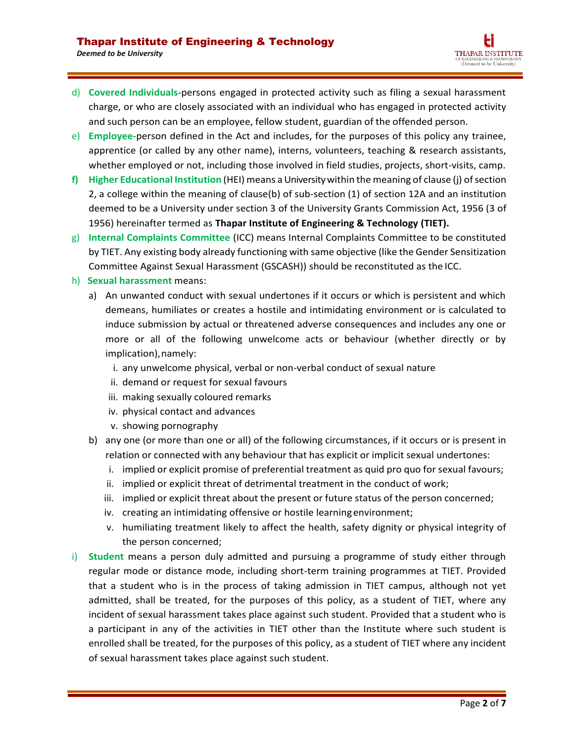d) **Covered Individuals**-persons engaged in protected activity such as filing a sexual harassment charge, or who are closely associated with an individual who has engaged in protected activity and such person can be an employee, fellow student, guardian of the offended person.

e) **Employee**-person defined in the Act and includes, for the purposes of this policy any trainee, apprentice (or called by any other name), interns, volunteers, teaching & research assistants, whether employed or not, including those involved in field studies, projects, short-visits, camp.

**f) Higher Educational Institution** (HEI) means a University within the meaning of clause (j) of section 2, a college within the meaning of clause(b) of sub-section (1) of section 12A and an institution deemed to be a University under section 3 of the University Grants Commission Act, 1956 (3 of 1956) hereinafter termed as **Thapar Institute of Engineering & Technology (TIET).**

g) **Internal Complaints Committee** (ICC) means Internal Complaints Committee to be constituted by TIET. Any existing body already functioning with same objective (like the Gender Sensitization Committee Against Sexual Harassment (GSCASH)) should be reconstituted as the ICC.

h) **Sexual harassment** means:

   a) An unwanted conduct with sexual undertones if it occurs or which is persistent and which demeans, humiliates or creates a hostile and intimidating environment or is calculated to induce submission by actual or threatened adverse consequences and includes any one or more or all of the following unwelcome acts or behaviour (whether directly or by implication), namely:
      i. any unwelcome physical, verbal or non-verbal conduct of sexual nature
      ii. demand or request for sexual favours
      iii. making sexually coloured remarks
      iv. physical contact and advances
      v. showing pornography

   b) any one (or more than one or all) of the following circumstances, if it occurs or is present in relation or connected with any behaviour that has explicit or implicit sexual undertones:
      i. implied or explicit promise of preferential treatment as quid pro quo for sexual favours;
      ii. implied or explicit threat of detrimental treatment in the conduct of work;
      iii. implied or explicit threat about the present or future status of the person concerned;
      iv. creating an intimidating offensive or hostile learning environment;
      v. humiliating treatment likely to affect the health, safety dignity or physical integrity of the person concerned;

i) **Student** means a person duly admitted and pursuing a programme of study either through regular mode or distance mode, including short-term training programmes at TIET. Provided that a student who is in the process of taking admission in TIET campus, although not yet admitted, shall be treated, for the purposes of this policy, as a student of TIET, where any incident of sexual harassment takes place against such student. Provided that a student who is a participant in any of the activities in TIET other than the Institute where such student is enrolled shall be treated, for the purposes of this policy, as a student of TIET where any incident of sexual harassment takes place against such student.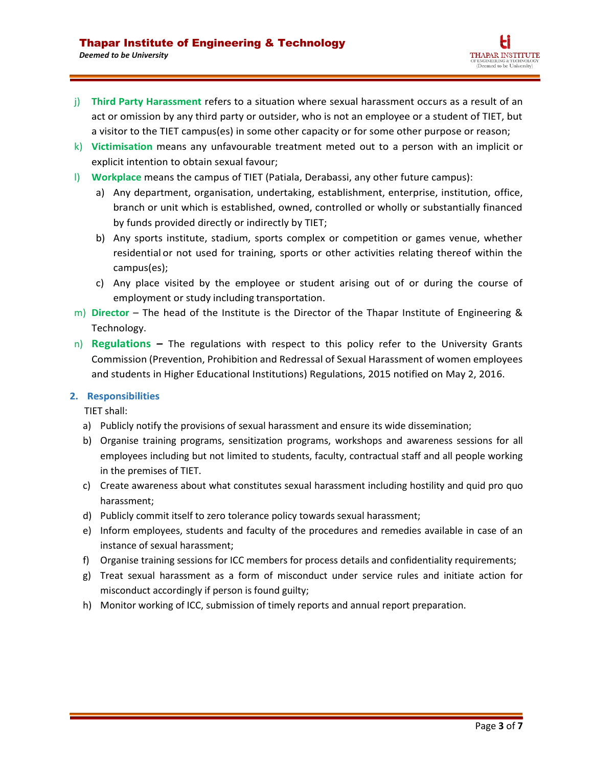j) **Third Party Harassment** refers to a situation where sexual harassment occurs as a result of an act or omission by any third party or outsider, who is not an employee or a student of TIET, but a visitor to the TIET campus(es) in some other capacity or for some other purpose or reason;

k) **Victimisation** means any unfavourable treatment meted out to a person with an implicit or explicit intention to obtain sexual favour;

l) **Workplace** means the campus of TIET (Patiala, Derabassi, any other future campus):

   a) Any department, organisation, undertaking, establishment, enterprise, institution, office, branch or unit which is established, owned, controlled or wholly or substantially financed by funds provided directly or indirectly by TIET;

   b) Any sports institute, stadium, sports complex or competition or games venue, whether residential or not used for training, sports or other activities relating thereof within the campus(es);

   c) Any place visited by the employee or student arising out of or during the course of employment or study including transportation.

m) **Director** – The head of the Institute is the Director of the Thapar Institute of Engineering & Technology.

n) **Regulations –** The regulations with respect to this policy refer to the University Grants Commission (Prevention, Prohibition and Redressal of Sexual Harassment of women employees and students in Higher Educational Institutions) Regulations, 2015 notified on May 2, 2016.

## 2. Responsibilities

TIET shall:

a) Publicly notify the provisions of sexual harassment and ensure its wide dissemination;

b) Organise training programs, sensitization programs, workshops and awareness sessions for all employees including but not limited to students, faculty, contractual staff and all people working in the premises of TIET.

c) Create awareness about what constitutes sexual harassment including hostility and quid pro quo harassment;

d) Publicly commit itself to zero tolerance policy towards sexual harassment;

e) Inform employees, students and faculty of the procedures and remedies available in case of an instance of sexual harassment;

f) Organise training sessions for ICC members for process details and confidentiality requirements;

g) Treat sexual harassment as a form of misconduct under service rules and initiate action for misconduct accordingly if person is found guilty;

h) Monitor working of ICC, submission of timely reports and annual report preparation.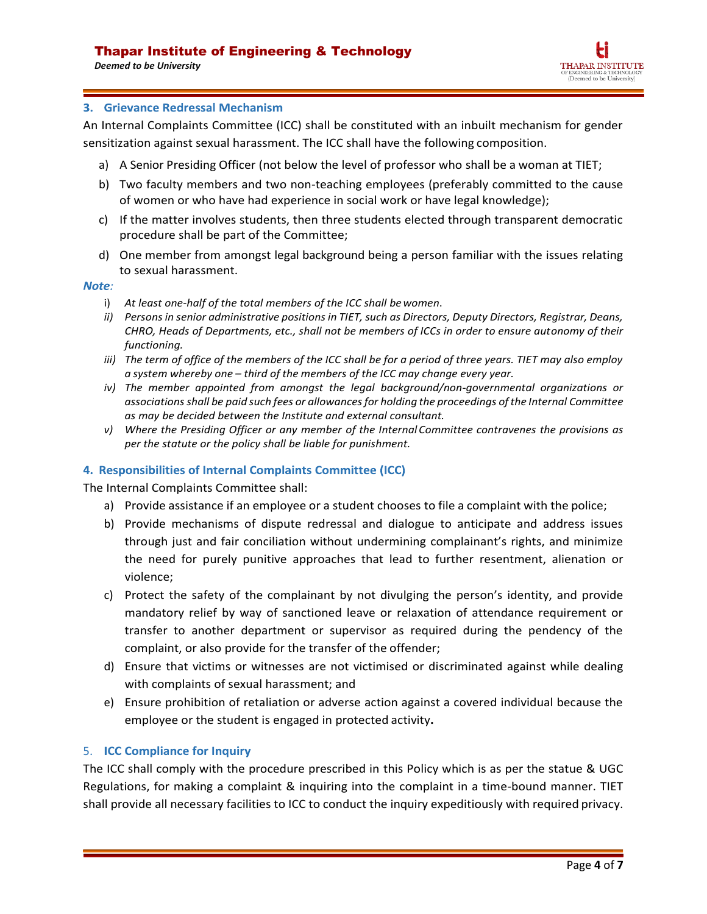### 3. Grievance Redressal Mechanism

An Internal Complaints Committee (ICC) shall be constituted with an inbuilt mechanism for gender sensitization against sexual harassment. The ICC shall have the following composition.

a) A Senior Presiding Officer (not below the level of professor who shall be a woman at TIET;

b) Two faculty members and two non-teaching employees (preferably committed to the cause of women or who have had experience in social work or have legal knowledge);

c) If the matter involves students, then three students elected through transparent democratic procedure shall be part of the Committee;

d) One member from amongst legal background being a person familiar with the issues relating to sexual harassment.

***Note:***

i) *At least one-half of the total members of the ICC shall be women.*

ii) *Persons in senior administrative positions in TIET, such as Directors, Deputy Directors, Registrar, Deans, CHRO, Heads of Departments, etc., shall not be members of ICCs in order to ensure autonomy of their functioning.*

iii) *The term of office of the members of the ICC shall be for a period of three years. TIET may also employ a system whereby one – third of the members of the ICC may change every year.*

iv) *The member appointed from amongst the legal background/non-governmental organizations or associations shall be paid such fees or allowances for holding the proceedings of the Internal Committee as may be decided between the Institute and external consultant.*

v) *Where the Presiding Officer or any member of the Internal Committee contravenes the provisions as per the statute or the policy shall be liable for punishment.*

### 4. Responsibilities of Internal Complaints Committee (ICC)

The Internal Complaints Committee shall:

a) Provide assistance if an employee or a student chooses to file a complaint with the police;

b) Provide mechanisms of dispute redressal and dialogue to anticipate and address issues through just and fair conciliation without undermining complainant's rights, and minimize the need for purely punitive approaches that lead to further resentment, alienation or violence;

c) Protect the safety of the complainant by not divulging the person's identity, and provide mandatory relief by way of sanctioned leave or relaxation of attendance requirement or transfer to another department or supervisor as required during the pendency of the complaint, or also provide for the transfer of the offender;

d) Ensure that victims or witnesses are not victimised or discriminated against while dealing with complaints of sexual harassment; and

e) Ensure prohibition of retaliation or adverse action against a covered individual because the employee or the student is engaged in protected activity**.**

### 5. ICC Compliance for Inquiry

The ICC shall comply with the procedure prescribed in this Policy which is as per the statue & UGC Regulations, for making a complaint & inquiring into the complaint in a time-bound manner. TIET shall provide all necessary facilities to ICC to conduct the inquiry expeditiously with required privacy.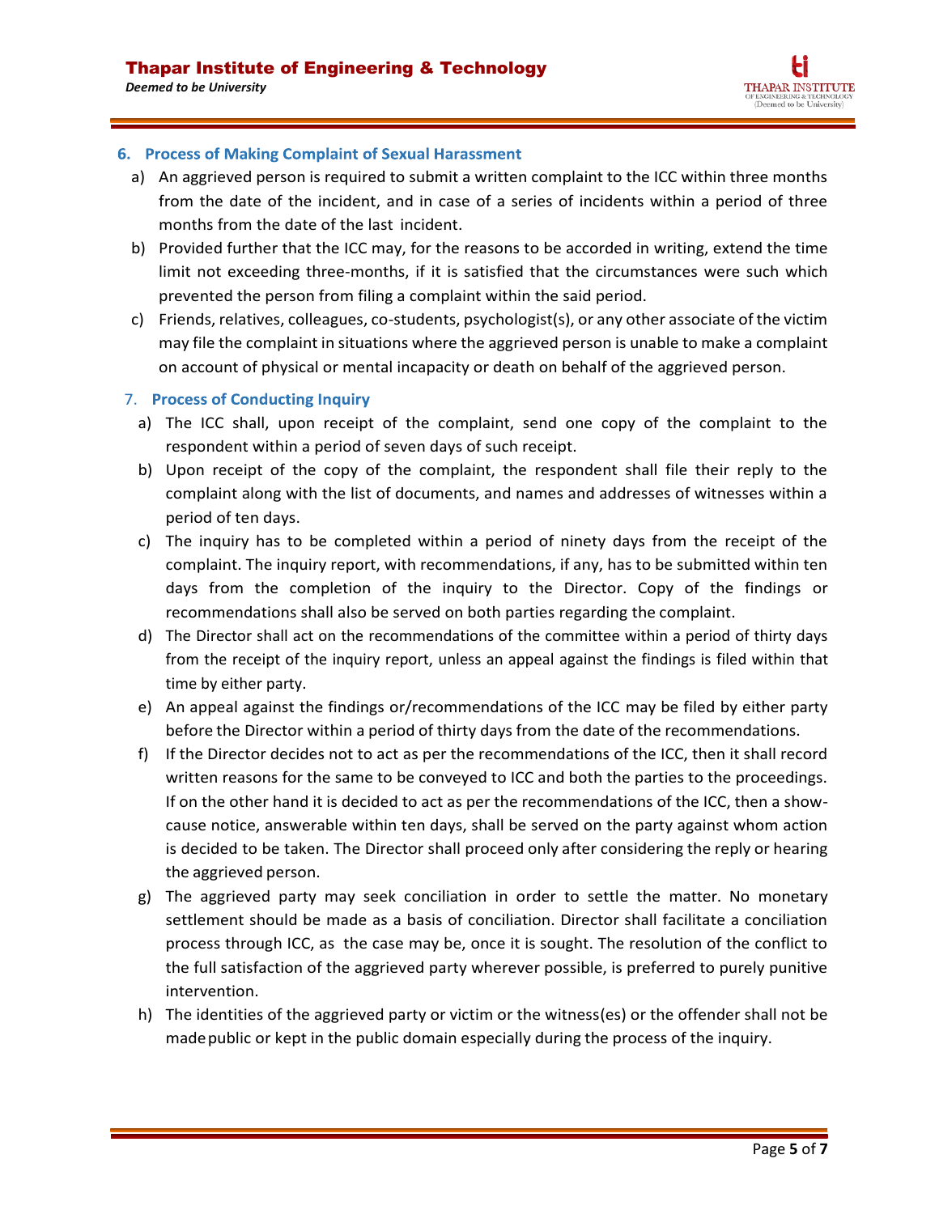## 6. Process of Making Complaint of Sexual Harassment

a) An aggrieved person is required to submit a written complaint to the ICC within three months from the date of the incident, and in case of a series of incidents within a period of three months from the date of the last incident.

b) Provided further that the ICC may, for the reasons to be accorded in writing, extend the time limit not exceeding three-months, if it is satisfied that the circumstances were such which prevented the person from filing a complaint within the said period.

c) Friends, relatives, colleagues, co-students, psychologist(s), or any other associate of the victim may file the complaint in situations where the aggrieved person is unable to make a complaint on account of physical or mental incapacity or death on behalf of the aggrieved person.

## 7. Process of Conducting Inquiry

a) The ICC shall, upon receipt of the complaint, send one copy of the complaint to the respondent within a period of seven days of such receipt.

b) Upon receipt of the copy of the complaint, the respondent shall file their reply to the complaint along with the list of documents, and names and addresses of witnesses within a period of ten days.

c) The inquiry has to be completed within a period of ninety days from the receipt of the complaint. The inquiry report, with recommendations, if any, has to be submitted within ten days from the completion of the inquiry to the Director. Copy of the findings or recommendations shall also be served on both parties regarding the complaint.

d) The Director shall act on the recommendations of the committee within a period of thirty days from the receipt of the inquiry report, unless an appeal against the findings is filed within that time by either party.

e) An appeal against the findings or/recommendations of the ICC may be filed by either party before the Director within a period of thirty days from the date of the recommendations.

f) If the Director decides not to act as per the recommendations of the ICC, then it shall record written reasons for the same to be conveyed to ICC and both the parties to the proceedings. If on the other hand it is decided to act as per the recommendations of the ICC, then a show-cause notice, answerable within ten days, shall be served on the party against whom action is decided to be taken. The Director shall proceed only after considering the reply or hearing the aggrieved person.

g) The aggrieved party may seek conciliation in order to settle the matter. No monetary settlement should be made as a basis of conciliation. Director shall facilitate a conciliation process through ICC, as the case may be, once it is sought. The resolution of the conflict to the full satisfaction of the aggrieved party wherever possible, is preferred to purely punitive intervention.

h) The identities of the aggrieved party or victim or the witness(es) or the offender shall not be made public or kept in the public domain especially during the process of the inquiry.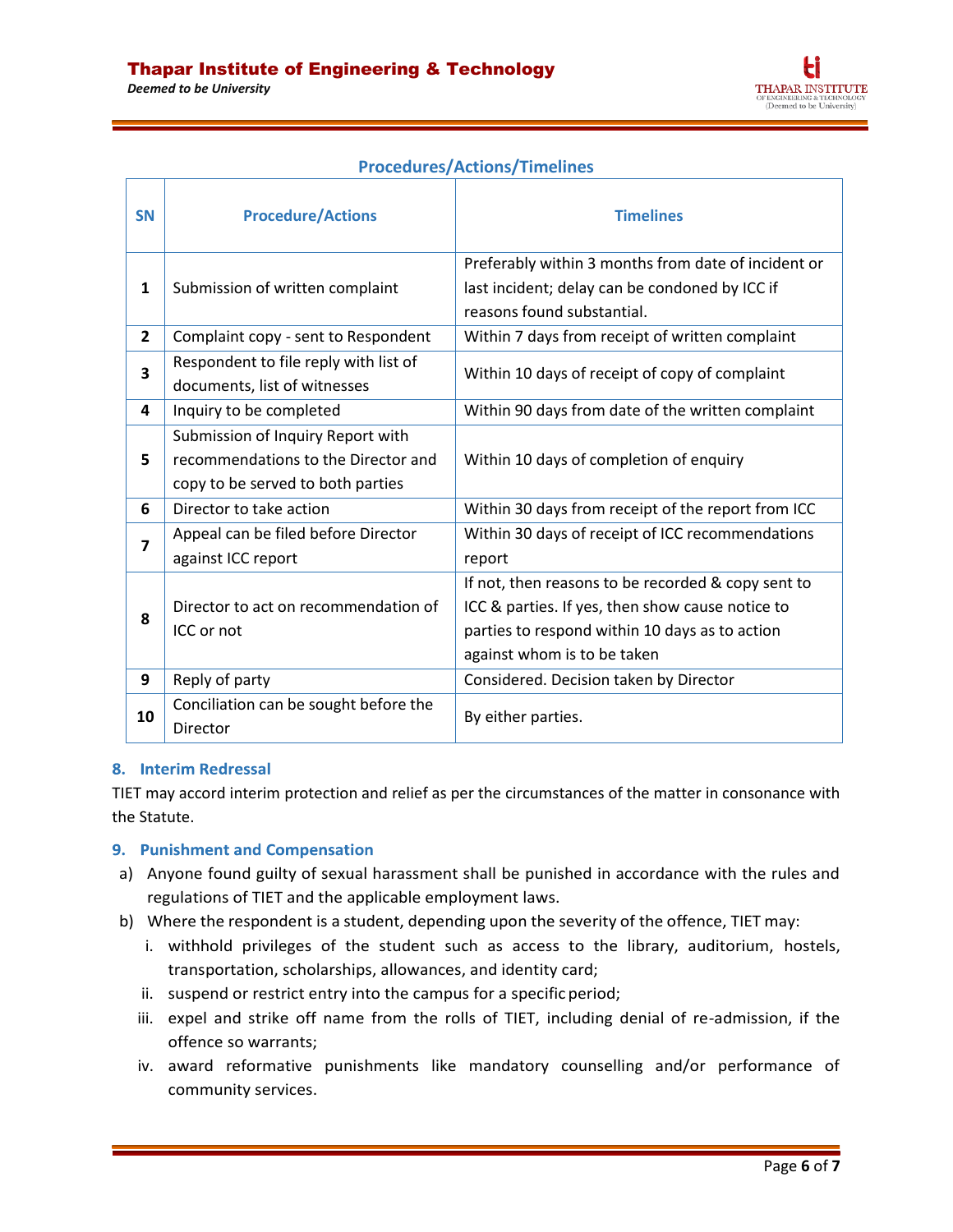## Procedures/Actions/Timelines

| SN | Procedure/Actions | Timelines |
|---|---|---|
| **1** | Submission of written complaint | Preferably within 3 months from date of incident or last incident; delay can be condoned by ICC if reasons found substantial. |
| **2** | Complaint copy - sent to Respondent | Within 7 days from receipt of written complaint |
| **3** | Respondent to file reply with list of documents, list of witnesses | Within 10 days of receipt of copy of complaint |
| **4** | Inquiry to be completed | Within 90 days from date of the written complaint |
| **5** | Submission of Inquiry Report with recommendations to the Director and copy to be served to both parties | Within 10 days of completion of enquiry |
| **6** | Director to take action | Within 30 days from receipt of the report from ICC |
| **7** | Appeal can be filed before Director against ICC report | Within 30 days of receipt of ICC recommendations report |
| **8** | Director to act on recommendation of ICC or not | If not, then reasons to be recorded & copy sent to ICC & parties. If yes, then show cause notice to parties to respond within 10 days as to action against whom is to be taken |
| **9** | Reply of party | Considered. Decision taken by Director |
| **10** | Conciliation can be sought before the Director | By either parties. |

### 8. Interim Redressal

TIET may accord interim protection and relief as per the circumstances of the matter in consonance with the Statute.

### 9. Punishment and Compensation

a) Anyone found guilty of sexual harassment shall be punished in accordance with the rules and regulations of TIET and the applicable employment laws.

b) Where the respondent is a student, depending upon the severity of the offence, TIET may:

   i. withhold privileges of the student such as access to the library, auditorium, hostels, transportation, scholarships, allowances, and identity card;

   ii. suspend or restrict entry into the campus for a specific period;

   iii. expel and strike off name from the rolls of TIET, including denial of re-admission, if the offence so warrants;

   iv. award reformative punishments like mandatory counselling and/or performance of community services.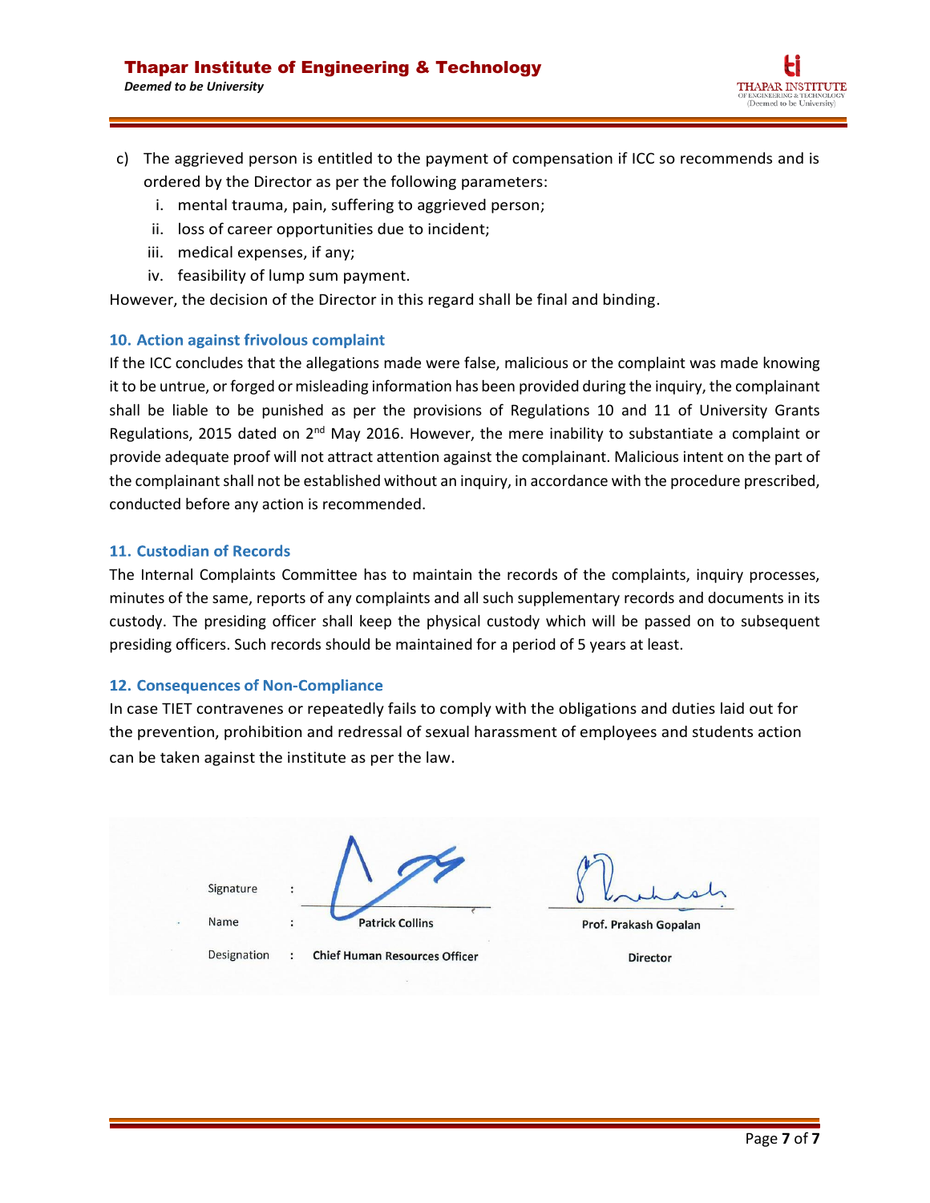c) The aggrieved person is entitled to the payment of compensation if ICC so recommends and is ordered by the Director as per the following parameters:
   i. mental trauma, pain, suffering to aggrieved person;
   ii. loss of career opportunities due to incident;
   iii. medical expenses, if any;
   iv. feasibility of lump sum payment.

However, the decision of the Director in this regard shall be final and binding.

## 10. Action against frivolous complaint

If the ICC concludes that the allegations made were false, malicious or the complaint was made knowing it to be untrue, or forged or misleading information has been provided during the inquiry, the complainant shall be liable to be punished as per the provisions of Regulations 10 and 11 of University Grants Regulations, 2015 dated on 2nd May 2016. However, the mere inability to substantiate a complaint or provide adequate proof will not attract attention against the complainant. Malicious intent on the part of the complainant shall not be established without an inquiry, in accordance with the procedure prescribed, conducted before any action is recommended.

## 11. Custodian of Records

The Internal Complaints Committee has to maintain the records of the complaints, inquiry processes, minutes of the same, reports of any complaints and all such supplementary records and documents in its custody. The presiding officer shall keep the physical custody which will be passed on to subsequent presiding officers. Such records should be maintained for a period of 5 years at least.

## 12. Consequences of Non-Compliance

In case TIET contravenes or repeatedly fails to comply with the obligations and duties laid out for the prevention, prohibition and redressal of sexual harassment of employees and students action can be taken against the institute as per the law.

| | | | |
|---|---|---|---|
| Signature | : | [signature] | [signature] |
| Name | : | Patrick Collins | Prof. Prakash Gopalan |
| Designation | : | Chief Human Resources Officer | Director |